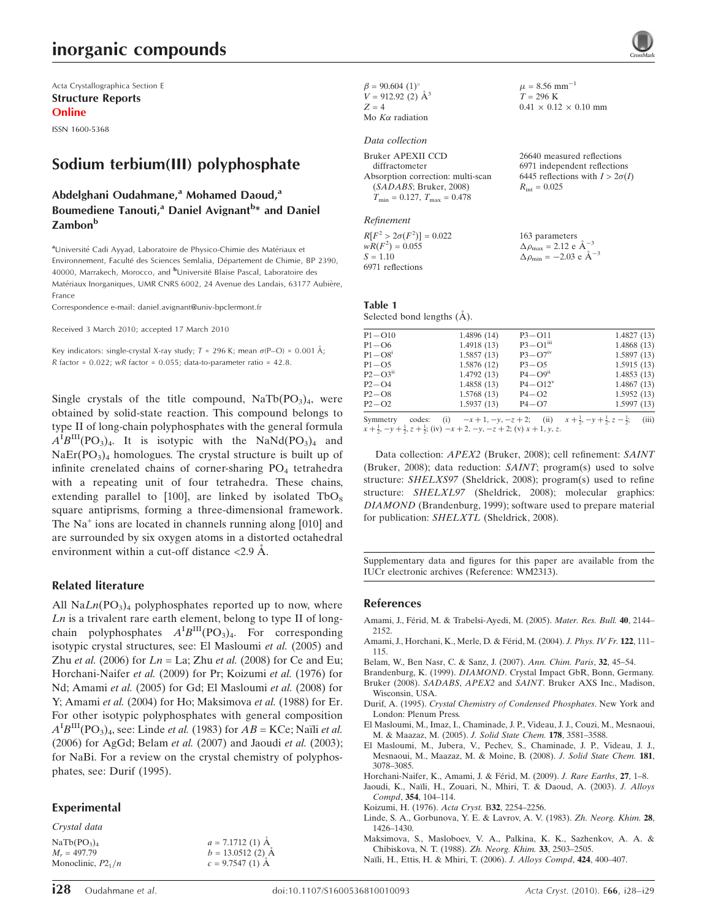# inorganic compounds

Acta Crystallographica Section E
**Structure Reports Online**
ISSN 1600-5368

# Sodium terbium(III) polyphosphate

**Abdelghani Oudahmane,[a] Mohamed Daoud,[a] Boumediene Tanouti,[a] Daniel Avignant[b]* and Daniel Zambon[b]**

[a]Université Cadi Ayyad, Laboratoire de Physico-Chimie des Matériaux et Environnement, Faculté des Sciences Semlalia, Département de Chimie, BP 2390, 40000, Marrakech, Morocco, and [b]Université Blaise Pascal, Laboratoire des Matériaux Inorganiques, UMR CNRS 6002, 24 Avenue des Landais, 63177 Aubière, France
Correspondence e-mail: daniel.avignant@univ-bpclermont.fr

Received 3 March 2010; accepted 17 March 2010

Key indicators: single-crystal X-ray study; $T$ = 296 K; mean $\sigma$(P–O) = 0.001 Å; $R$ factor = 0.022; $wR$ factor = 0.055; data-to-parameter ratio = 42.8.

Single crystals of the title compound, $NaTb(PO_3)_4$, were obtained by solid-state reaction. This compound belongs to type II of long-chain polyphosphates with the general formula $A^IB^{III}(PO_3)_4$. It is isotypic with the $NaNd(PO_3)_4$ and $NaEr(PO_3)_4$ homologues. The crystal structure is built up of infinite crenelated chains of corner-sharing $PO_4$ tetrahedra with a repeating unit of four tetrahedra. These chains, extending parallel to [100], are linked by isolated $TbO_8$ square antiprisms, forming a three-dimensional framework. The $Na^+$ ions are located in channels running along [010] and are surrounded by six oxygen atoms in a distorted octahedral environment within a cut-off distance <2.9 Å.

## Related literature

All $NaLn(PO_3)_4$ polyphosphates reported up to now, where $Ln$ is a trivalent rare earth element, belong to type II of long-chain polyphosphates $A^IB^{III}(PO_3)_4$. For corresponding isotypic crystal structures, see: El Masloumi *et al.* (2005) and Zhu *et al.* (2006) for $Ln$ = La; Zhu *et al.* (2008) for Ce and Eu; Horchani-Naifer *et al.* (2009) for Pr; Koizumi *et al.* (1976) for Nd; Amami *et al.* (2005) for Gd; El Masloumi *et al.* (2008) for Y; Amami *et al.* (2004) for Ho; Maksimova *et al.* (1988) for Er. For other isotypic polyphosphates with general composition $A^IB^{III}(PO_3)_4$, see: Linde *et al.* (1983) for $AB$ = KCe; Naïli *et al.* (2006) for AgGd; Belam *et al.* (2007) and Jaoudi *et al.* (2003); for NaBi. For a review on the crystal chemistry of polyphosphates, see: Durif (1995).

## Experimental

### Crystal data

$NaTb(PO_3)_4$
$M_r$ = 497.79
Monoclinic, $P2_1/n$
$a$ = 7.1712 (1) Å
$b$ = 13.0512 (2) Å
$c$ = 9.7547 (1) Å
$\beta$ = 90.604 (1)°
$V$ = 912.92 (2) Å$^3$
$Z$ = 4
Mo $K\alpha$ radiation
$\mu$ = 8.56 mm$^{-1}$
$T$ = 296 K
0.41 × 0.12 × 0.10 mm

### Data collection

Bruker APEXII CCD diffractometer
Absorption correction: multi-scan (*SADABS*; Bruker, 2008)
$T_{min}$ = 0.127, $T_{max}$ = 0.478
26640 measured reflections
6971 independent reflections
6445 reflections with $I > 2\sigma(I)$
$R_{int}$ = 0.025

### Refinement

$R[F^2 > 2\sigma(F^2)]$ = 0.022
$wR(F^2)$ = 0.055
$S$ = 1.10
6971 reflections
163 parameters
$\Delta\rho_{max}$ = 2.12 e Å$^{-3}$
$\Delta\rho_{min}$ = −2.03 e Å$^{-3}$

**Table 1**
Selected bond lengths (Å).

| | | | |
|---|---|---|---|
| P1—O10 | 1.4896 (14) | P3—O11 | 1.4827 (13) |
| P1—O6 | 1.4918 (13) | P3—O1$^{iii}$ | 1.4868 (13) |
| P1—O8$^{i}$ | 1.5857 (13) | P3—O7$^{iv}$ | 1.5897 (13) |
| P1—O5 | 1.5876 (12) | P3—O5 | 1.5915 (13) |
| P2—O3$^{ii}$ | 1.4792 (13) | P4—O9$^{ii}$ | 1.4853 (13) |
| P2—O4 | 1.4858 (13) | P4—O12$^{v}$ | 1.4867 (13) |
| P2—O8 | 1.5768 (13) | P4—O2 | 1.5952 (13) |
| P2—O2 | 1.5937 (13) | P4—O7 | 1.5997 (13) |

Symmetry codes: (i) $-x+1, -y, -z+2$; (ii) $x+\frac{1}{2}, -y+\frac{1}{2}, z-\frac{1}{2}$; (iii) $x+\frac{1}{2}, -y+\frac{1}{2}, z+\frac{1}{2}$; (iv) $-x+2, -y, -z+2$; (v) $x+1, y, z$.

Data collection: *APEX2* (Bruker, 2008); cell refinement: *SAINT* (Bruker, 2008); data reduction: *SAINT*; program(s) used to solve structure: *SHELXS97* (Sheldrick, 2008); program(s) used to refine structure: *SHELXL97* (Sheldrick, 2008); molecular graphics: *DIAMOND* (Brandenburg, 1999); software used to prepare material for publication: *SHELXTL* (Sheldrick, 2008).

Supplementary data and figures for this paper are available from the IUCr electronic archives (Reference: WM2313).

## References

Amami, J., Férid, M. & Trabelsi-Ayedi, M. (2005). *Mater. Res. Bull.* **40**, 2144–2152.
Amami, J., Horchani, K., Merle, D. & Férid, M. (2004). *J. Phys. IV Fr.* **122**, 111–115.
Belam, W., Ben Nasr, C. & Sanz, J. (2007). *Ann. Chim. Paris*, **32**, 45–54.
Brandenburg, K. (1999). *DIAMOND*. Crystal Impact GbR, Bonn, Germany.
Bruker (2008). *SADABS*, *APEX2* and *SAINT*. Bruker AXS Inc., Madison, Wisconsin, USA.
Durif, A. (1995). *Crystal Chemistry of Condensed Phosphates*. New York and London: Plenum Press.
El Masloumi, M., Imaz, I., Chaminade, J. P., Videau, J. J., Couzi, M., Mesnaoui, M. & Maazaz, M. (2005). *J. Solid State Chem.* **178**, 3581–3588.
El Masloumi, M., Jubera, V., Pechev, S., Chaminade, J. P., Videau, J. J., Mesnaoui, M., Maazaz, M. & Moine, B. (2008). *J. Solid State Chem.* **181**, 3078–3085.
Horchani-Naifer, K., Amami, J. & Férid, M. (2009). *J. Rare Earths*, **27**, 1–8.
Jaoudi, K., Naïli, H., Zouari, N., Mhiri, T. & Daoud, A. (2003). *J. Alloys Compd*, **354**, 104–114.
Koizumi, H. (1976). *Acta Cryst.* B**32**, 2254–2256.
Linde, S. A., Gorbunova, Y. E. & Lavrov, A. V. (1983). *Zh. Neorg. Khim.* **28**, 1426–1430.
Maksimova, S., Masloboev, V. A., Palkina, K. K., Sazhenkov, A. A. & Chibiskova, N. T. (1988). *Zh. Neorg. Khim.* **33**, 2503–2505.
Naïli, H., Ettis, H. & Mhiri, T. (2006). *J. Alloys Compd*, **424**, 400–407.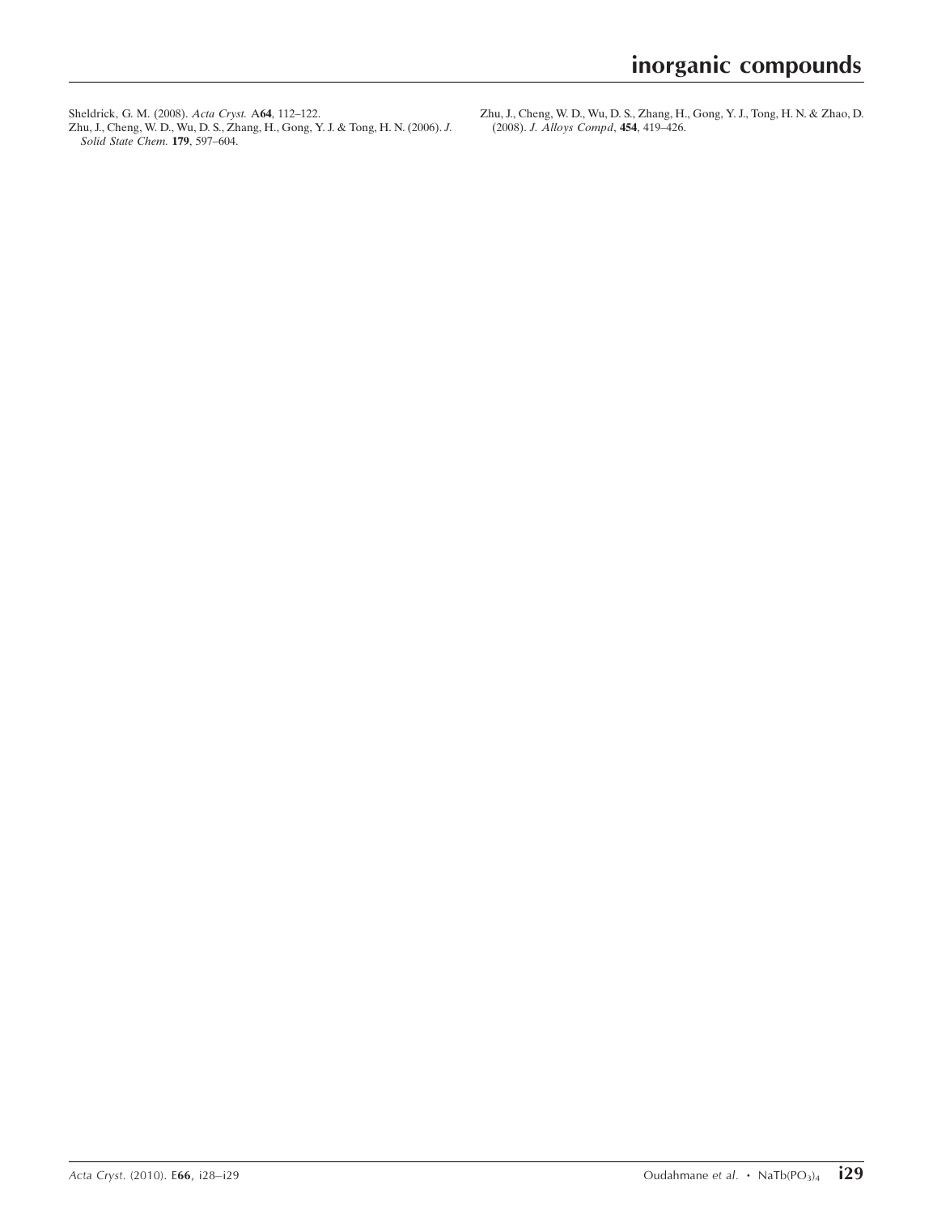Sheldrick, G. M. (2008). *Acta Cryst.* A**64**, 112–122.

Zhu, J., Cheng, W. D., Wu, D. S., Zhang, H., Gong, Y. J. & Tong, H. N. (2006). *J. Solid State Chem.* **179**, 597–604.

Zhu, J., Cheng, W. D., Wu, D. S., Zhang, H., Gong, Y. J., Tong, H. N. & Zhao, D. (2008). *J. Alloys Compd*, **454**, 419–426.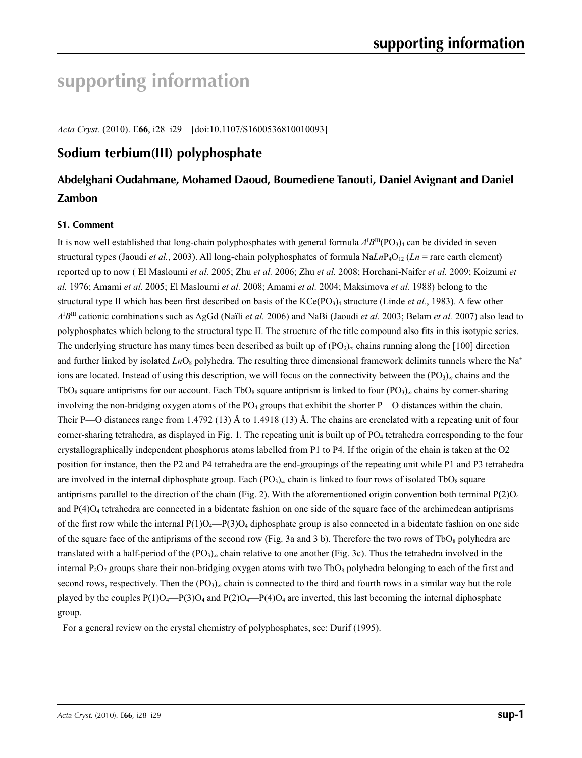# supporting information

*Acta Cryst.* (2010). E**66**, i28–i29 [doi:10.1107/S1600536810010093]

## Sodium terbium(III) polyphosphate

### Abdelghani Oudahmane, Mohamed Daoud, Boumediene Tanouti, Daniel Avignant and Daniel Zambon

#### S1. Comment

It is now well established that long-chain polyphosphates with general formula $A^{I}B^{III}(PO_3)_4$ can be divided in seven structural types (Jaoudi *et al.*, 2003). All long-chain polyphosphates of formula $NaLnP_4O_{12}$ (*Ln* = rare earth element) reported up to now ( El Masloumi *et al.* 2005; Zhu *et al.* 2006; Zhu *et al.* 2008; Horchani-Naifer *et al.* 2009; Koizumi *et al.* 1976; Amami *et al.* 2005; El Masloumi *et al.* 2008; Amami *et al.* 2004; Maksimova *et al.* 1988) belong to the structural type II which has been first described on basis of the $KCe(PO_3)_4$ structure (Linde *et al.*, 1983). A few other $A^{I}B^{III}$ cationic combinations such as AgGd (Naïli *et al.* 2006) and NaBi (Jaoudi *et al.* 2003; Belam *et al.* 2007) also lead to polyphosphates which belong to the structural type II. The structure of the title compound also fits in this isotypic series. The underlying structure has many times been described as built up of $(PO_3)_\infty$ chains running along the [100] direction and further linked by isolated $LnO_8$ polyhedra. The resulting three dimensional framework delimits tunnels where the $Na^+$ ions are located. Instead of using this description, we will focus on the connectivity between the $(PO_3)_\infty$ chains and the $TbO_8$ square antiprisms for our account. Each $TbO_8$ square antiprism is linked to four $(PO_3)_\infty$ chains by corner-sharing involving the non-bridging oxygen atoms of the $PO_4$ groups that exhibit the shorter P—O distances within the chain. Their P—O distances range from 1.4792 (13) Å to 1.4918 (13) Å. The chains are crenelated with a repeating unit of four corner-sharing tetrahedra, as displayed in Fig. 1. The repeating unit is built up of $PO_4$ tetrahedra corresponding to the four crystallographically independent phosphorus atoms labelled from P1 to P4. If the origin of the chain is taken at the O2 position for instance, then the P2 and P4 tetrahedra are the end-groupings of the repeating unit while P1 and P3 tetrahedra are involved in the internal diphosphate group. Each $(PO_3)_\infty$ chain is linked to four rows of isolated $TbO_8$ square antiprisms parallel to the direction of the chain (Fig. 2). With the aforementioned origin convention both terminal $P(2)O_4$ and $P(4)O_4$ tetrahedra are connected in a bidentate fashion on one side of the square face of the archimedean antiprisms of the first row while the internal $P(1)O_4$—$P(3)O_4$ diphosphate group is also connected in a bidentate fashion on one side of the square face of the antiprisms of the second row (Fig. 3a and 3 b). Therefore the two rows of $TbO_8$ polyhedra are translated with a half-period of the $(PO_3)_\infty$ chain relative to one another (Fig. 3c). Thus the tetrahedra involved in the internal $P_2O_7$ groups share their non-bridging oxygen atoms with two $TbO_8$ polyhedra belonging to each of the first and second rows, respectively. Then the $(PO_3)_\infty$ chain is connected to the third and fourth rows in a similar way but the role played by the couples $P(1)O_4$—$P(3)O_4$ and $P(2)O_4$—$P(4)O_4$ are inverted, this last becoming the internal diphosphate group.

For a general review on the crystal chemistry of polyphosphates, see: Durif (1995).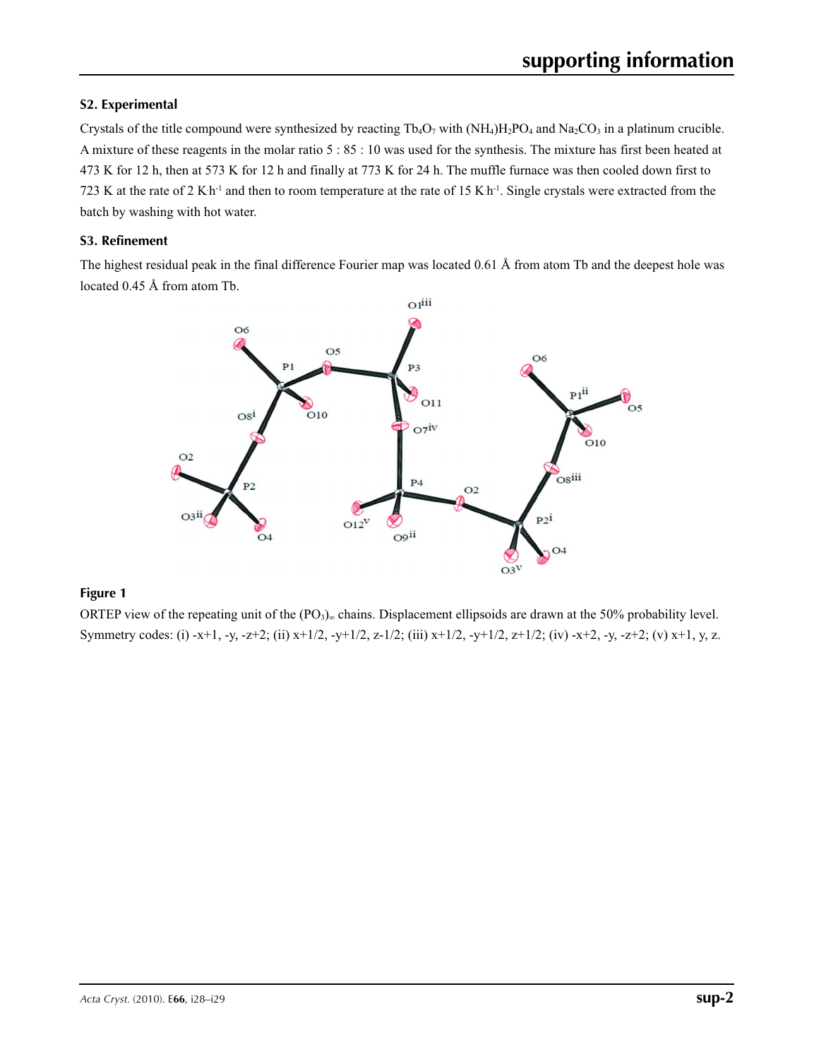### S2. Experimental

Crystals of the title compound were synthesized by reacting $Tb_4O_7$ with $(NH_4)H_2PO_4$ and $Na_2CO_3$ in a platinum crucible. A mixture of these reagents in the molar ratio 5 : 85 : 10 was used for the synthesis. The mixture has first been heated at 473 K for 12 h, then at 573 K for 12 h and finally at 773 K for 24 h. The muffle furnace was then cooled down first to 723 K at the rate of 2 $K{\cdot}h^{-1}$ and then to room temperature at the rate of 15 $K{\cdot}h^{-1}$. Single crystals were extracted from the batch by washing with hot water.

### S3. Refinement

The highest residual peak in the final difference Fourier map was located 0.61 Å from atom Tb and the deepest hole was located 0.45 Å from atom Tb.

**Figure 1**

ORTEP view of the repeating unit of the $(PO_3)_\infty$ chains. Displacement ellipsoids are drawn at the 50% probability level. Symmetry codes: (i) -x+1, -y, -z+2; (ii) x+1/2, -y+1/2, z-1/2; (iii) x+1/2, -y+1/2, z+1/2; (iv) -x+2, -y, -z+2; (v) x+1, y, z.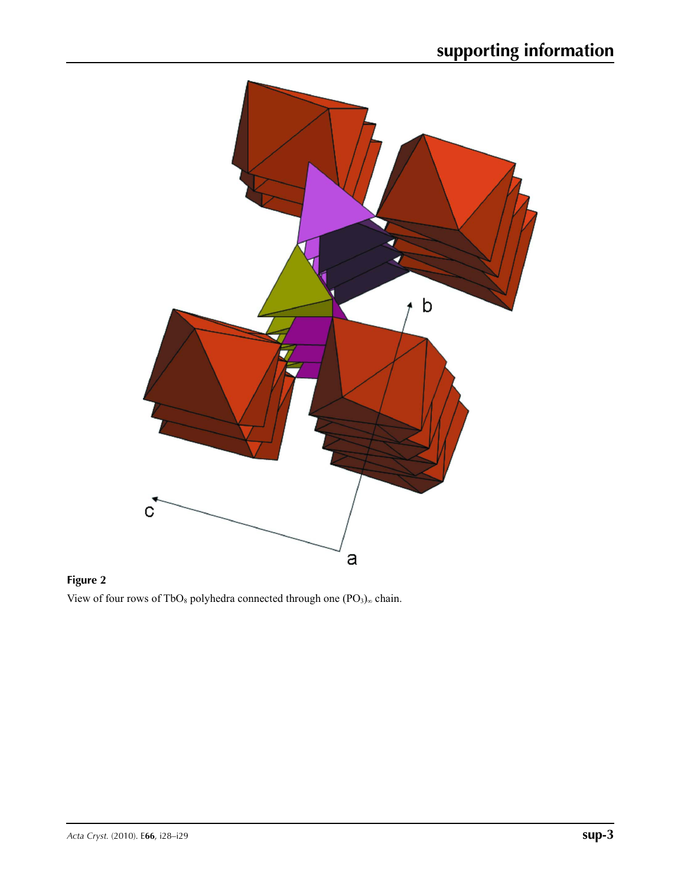**Figure 2**

View of four rows of $TbO_8$ polyhedra connected through one $(PO_3)_\infty$ chain.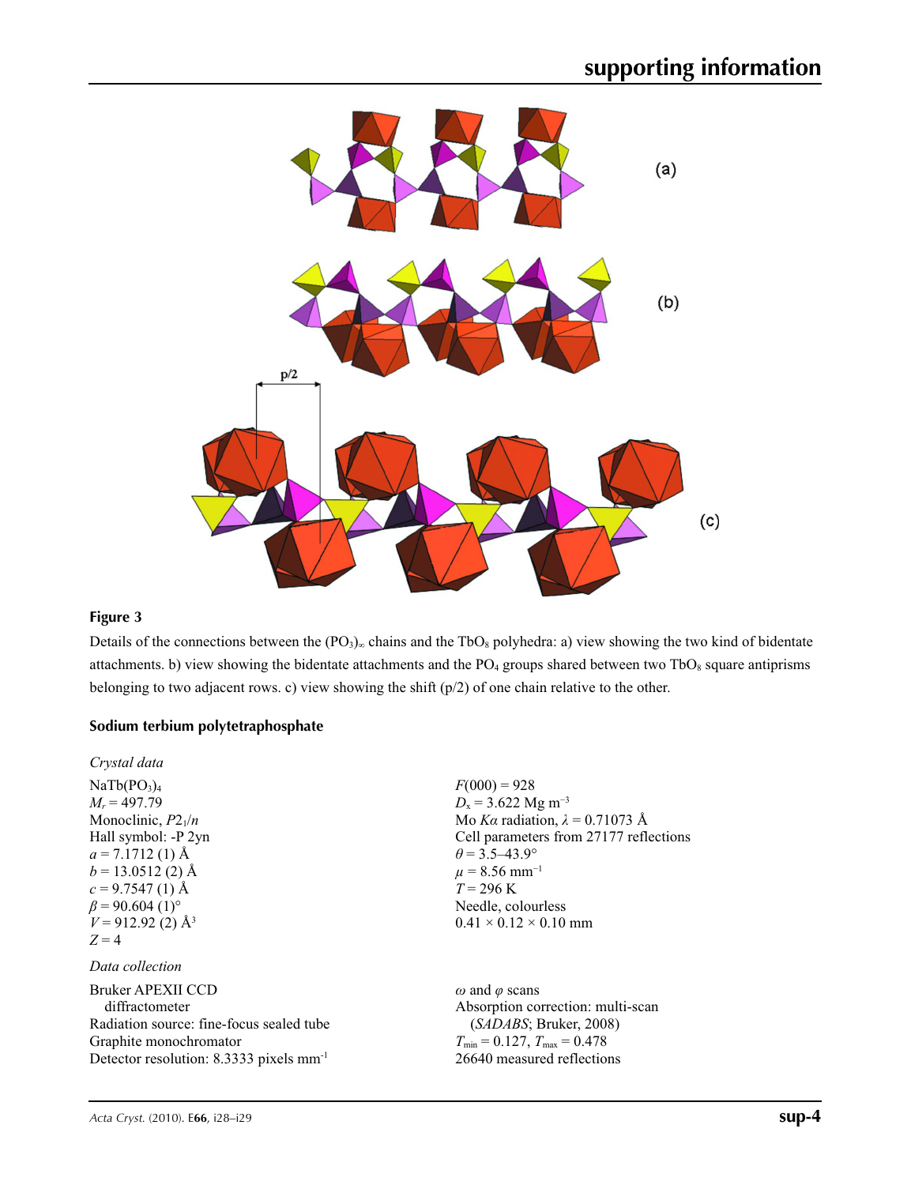**Figure 3**

Details of the connections between the $(PO_3)_\infty$ chains and the $TbO_8$ polyhedra: a) view showing the two kind of bidentate attachments. b) view showing the bidentate attachments and the $PO_4$ groups shared between two $TbO_8$ square antiprisms belonging to two adjacent rows. c) view showing the shift (p/2) of one chain relative to the other.

## Sodium terbium polytetraphosphate

### *Crystal data*

$NaTb(PO_3)_4$
$M_r = 497.79$
Monoclinic, $P2_1/n$
Hall symbol: -P 2yn
$a = 7.1712$ (1) Å
$b = 13.0512$ (2) Å
$c = 9.7547$ (1) Å
$\beta = 90.604$ (1)°
$V = 912.92$ (2) Å$^3$
$Z = 4$
$F(000) = 928$
$D_x = 3.622$ Mg m$^{-3}$
Mo $K\alpha$ radiation, $\lambda = 0.71073$ Å
Cell parameters from 27177 reflections
$\theta = 3.5$–43.9°
$\mu = 8.56$ mm$^{-1}$
$T = 296$ K
Needle, colourless
0.41 × 0.12 × 0.10 mm

### *Data collection*

Bruker APEXII CCD diffractometer
Radiation source: fine-focus sealed tube
Graphite monochromator
Detector resolution: 8.3333 pixels mm$^{-1}$
$\omega$ and $\varphi$ scans
Absorption correction: multi-scan (*SADABS*; Bruker, 2008)
$T_{min} = 0.127$, $T_{max} = 0.478$
26640 measured reflections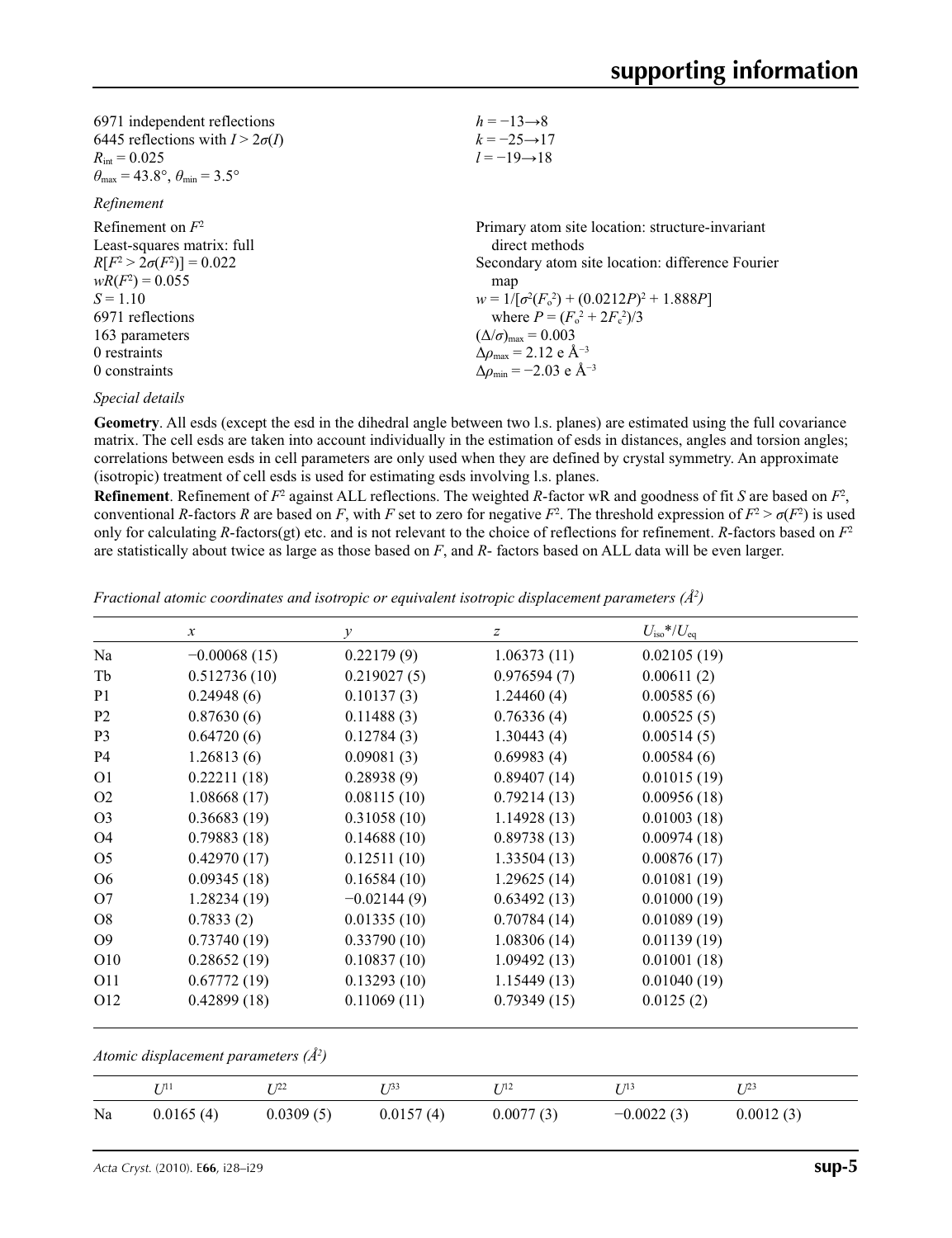6971 independent reflections
6445 reflections with $I > 2\sigma(I)$
$R_{int} = 0.025$
$\theta_{max} = 43.8°$, $\theta_{min} = 3.5°$
$h = -13 \rightarrow 8$
$k = -25 \rightarrow 17$
$l = -19 \rightarrow 18$

*Refinement*

Refinement on $F^2$
Least-squares matrix: full
$R[F^2 > 2\sigma(F^2)] = 0.022$
$wR(F^2) = 0.055$
$S = 1.10$
6971 reflections
163 parameters
0 restraints
0 constraints
Primary atom site location: structure-invariant direct methods
Secondary atom site location: difference Fourier map
$w = 1/[\sigma^2(F_o^2) + (0.0212P)^2 + 1.888P]$
where $P = (F_o^2 + 2F_c^2)/3$
$(\Delta/\sigma)_{max} = 0.003$
$\Delta\rho_{max} = 2.12$ e Å$^{-3}$
$\Delta\rho_{min} = -2.03$ e Å$^{-3}$

*Special details*

**Geometry**. All esds (except the esd in the dihedral angle between two l.s. planes) are estimated using the full covariance matrix. The cell esds are taken into account individually in the estimation of esds in distances, angles and torsion angles; correlations between esds in cell parameters are only used when they are defined by crystal symmetry. An approximate (isotropic) treatment of cell esds is used for estimating esds involving l.s. planes.

**Refinement**. Refinement of $F^2$ against ALL reflections. The weighted *R*-factor wR and goodness of fit *S* are based on $F^2$, conventional *R*-factors *R* are based on *F*, with *F* set to zero for negative $F^2$. The threshold expression of $F^2 > \sigma(F^2)$ is used only for calculating *R*-factors(gt) etc. and is not relevant to the choice of reflections for refinement. *R*-factors based on $F^2$ are statistically about twice as large as those based on *F*, and *R*- factors based on ALL data will be even larger.

*Fractional atomic coordinates and isotropic or equivalent isotropic displacement parameters (Å$^2$)*

| | *x* | *y* | *z* | $U_{iso}$*/$U_{eq}$ |
|---|---|---|---|---|
| Na | −0.00068 (15) | 0.22179 (9) | 1.06373 (11) | 0.02105 (19) |
| Tb | 0.512736 (10) | 0.219027 (5) | 0.976594 (7) | 0.00611 (2) |
| P1 | 0.24948 (6) | 0.10137 (3) | 1.24460 (4) | 0.00585 (6) |
| P2 | 0.87630 (6) | 0.11488 (3) | 0.76336 (4) | 0.00525 (5) |
| P3 | 0.64720 (6) | 0.12784 (3) | 1.30443 (4) | 0.00514 (5) |
| P4 | 1.26813 (6) | 0.09081 (3) | 0.69983 (4) | 0.00584 (6) |
| O1 | 0.22211 (18) | 0.28938 (9) | 0.89407 (14) | 0.01015 (19) |
| O2 | 1.08668 (17) | 0.08115 (10) | 0.79214 (13) | 0.00956 (18) |
| O3 | 0.36683 (19) | 0.31058 (10) | 1.14928 (13) | 0.01003 (18) |
| O4 | 0.79883 (18) | 0.14688 (10) | 0.89738 (13) | 0.00974 (18) |
| O5 | 0.42970 (17) | 0.12511 (10) | 1.33504 (13) | 0.00876 (17) |
| O6 | 0.09345 (18) | 0.16584 (10) | 1.29625 (14) | 0.01081 (19) |
| O7 | 1.28234 (19) | −0.02144 (9) | 0.63492 (13) | 0.01000 (19) |
| O8 | 0.7833 (2) | 0.01335 (10) | 0.70784 (14) | 0.01089 (19) |
| O9 | 0.73740 (19) | 0.33790 (10) | 1.08306 (14) | 0.01139 (19) |
| O10 | 0.28652 (19) | 0.10837 (10) | 1.09492 (13) | 0.01001 (18) |
| O11 | 0.67772 (19) | 0.13293 (10) | 1.15449 (13) | 0.01040 (19) |
| O12 | 0.42899 (18) | 0.11069 (11) | 0.79349 (15) | 0.0125 (2) |

*Atomic displacement parameters (Å$^2$)*

| | $U^{11}$ | $U^{22}$ | $U^{33}$ | $U^{12}$ | $U^{13}$ | $U^{23}$ |
|---|---|---|---|---|---|---|
| Na | 0.0165 (4) | 0.0309 (5) | 0.0157 (4) | 0.0077 (3) | −0.0022 (3) | 0.0012 (3) |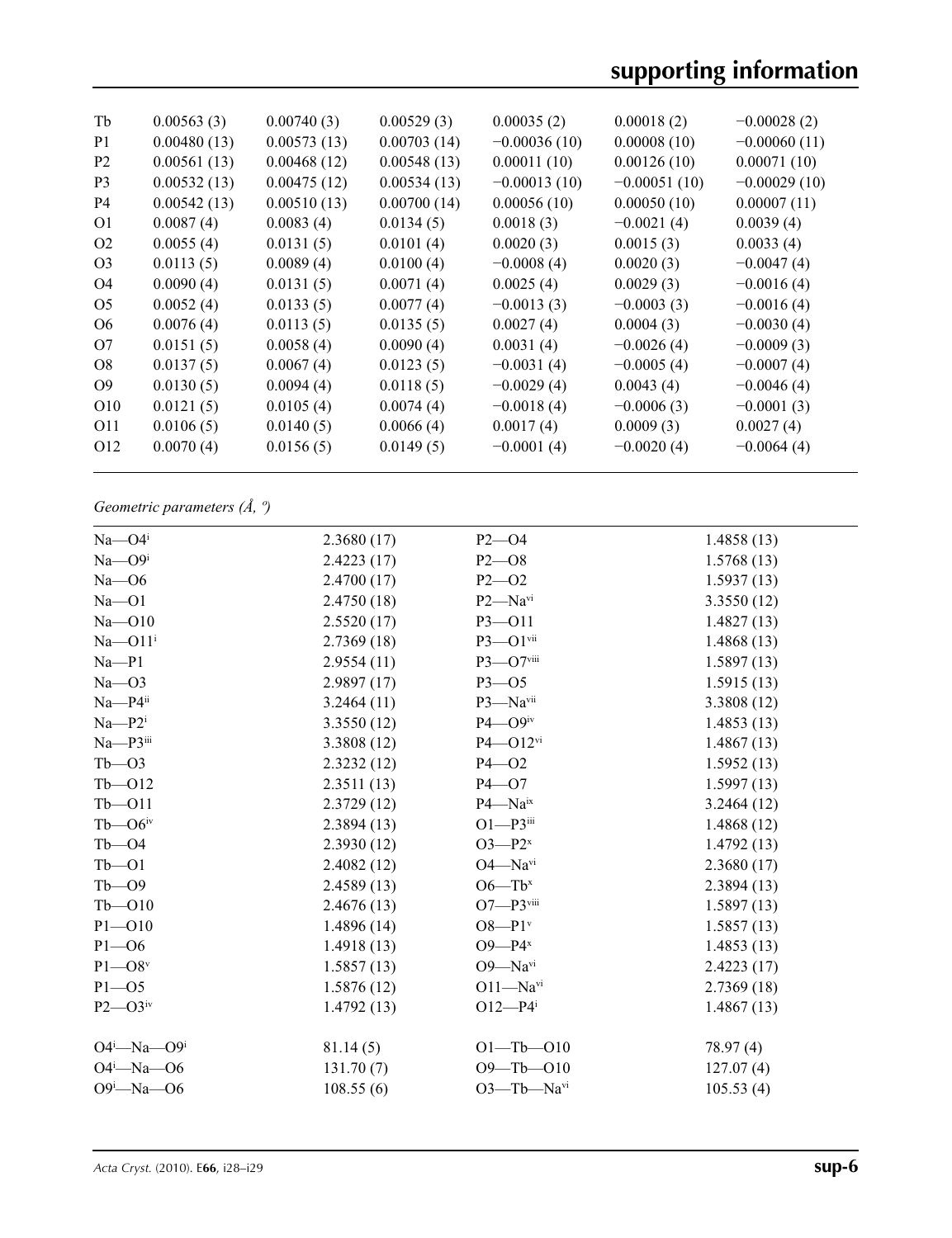| | | | | | | |
|---|---|---|---|---|---|---|
| Tb | 0.00563 (3) | 0.00740 (3) | 0.00529 (3) | 0.00035 (2) | 0.00018 (2) | −0.00028 (2) |
| P1 | 0.00480 (13) | 0.00573 (13) | 0.00703 (14) | −0.00036 (10) | 0.00008 (10) | −0.00060 (11) |
| P2 | 0.00561 (13) | 0.00468 (12) | 0.00548 (13) | 0.00011 (10) | 0.00126 (10) | 0.00071 (10) |
| P3 | 0.00532 (13) | 0.00475 (12) | 0.00534 (13) | −0.00013 (10) | −0.00051 (10) | −0.00029 (10) |
| P4 | 0.00542 (13) | 0.00510 (13) | 0.00700 (14) | 0.00056 (10) | 0.00050 (10) | 0.00007 (11) |
| O1 | 0.0087 (4) | 0.0083 (4) | 0.0134 (5) | 0.0018 (3) | −0.0021 (4) | 0.0039 (4) |
| O2 | 0.0055 (4) | 0.0131 (5) | 0.0101 (4) | 0.0020 (3) | 0.0015 (3) | 0.0033 (4) |
| O3 | 0.0113 (5) | 0.0089 (4) | 0.0100 (4) | −0.0008 (4) | 0.0020 (3) | −0.0047 (4) |
| O4 | 0.0090 (4) | 0.0131 (5) | 0.0071 (4) | 0.0025 (4) | 0.0029 (3) | −0.0016 (4) |
| O5 | 0.0052 (4) | 0.0133 (5) | 0.0077 (4) | −0.0013 (3) | −0.0003 (3) | −0.0016 (4) |
| O6 | 0.0076 (4) | 0.0113 (5) | 0.0135 (5) | 0.0027 (4) | 0.0004 (3) | −0.0030 (4) |
| O7 | 0.0151 (5) | 0.0058 (4) | 0.0090 (4) | 0.0031 (4) | −0.0026 (4) | −0.0009 (3) |
| O8 | 0.0137 (5) | 0.0067 (4) | 0.0123 (5) | −0.0031 (4) | −0.0005 (4) | −0.0007 (4) |
| O9 | 0.0130 (5) | 0.0094 (4) | 0.0118 (5) | −0.0029 (4) | 0.0043 (4) | −0.0046 (4) |
| O10 | 0.0121 (5) | 0.0105 (4) | 0.0074 (4) | −0.0018 (4) | −0.0006 (3) | −0.0001 (3) |
| O11 | 0.0106 (5) | 0.0140 (5) | 0.0066 (4) | 0.0017 (4) | 0.0009 (3) | 0.0027 (4) |
| O12 | 0.0070 (4) | 0.0156 (5) | 0.0149 (5) | −0.0001 (4) | −0.0020 (4) | −0.0064 (4) |

*Geometric parameters (Å, º)*

| | | | |
|---|---|---|---|
| Na—O4$^{i}$ | 2.3680 (17) | P2—O4 | 1.4858 (13) |
| Na—O9$^{i}$ | 2.4223 (17) | P2—O8 | 1.5768 (13) |
| Na—O6 | 2.4700 (17) | P2—O2 | 1.5937 (13) |
| Na—O1 | 2.4750 (18) | P2—Na$^{vi}$ | 3.3550 (12) |
| Na—O10 | 2.5520 (17) | P3—O11 | 1.4827 (13) |
| Na—O11$^{i}$ | 2.7369 (18) | P3—O1$^{vii}$ | 1.4868 (13) |
| Na—P1 | 2.9554 (11) | P3—O7$^{viii}$ | 1.5897 (13) |
| Na—O3 | 2.9897 (17) | P3—O5 | 1.5915 (13) |
| Na—P4$^{ii}$ | 3.2464 (11) | P3—Na$^{vii}$ | 3.3808 (12) |
| Na—P2$^{i}$ | 3.3550 (12) | P4—O9$^{iv}$ | 1.4853 (13) |
| Na—P3$^{iii}$ | 3.3808 (12) | P4—O12$^{vi}$ | 1.4867 (13) |
| Tb—O3 | 2.3232 (12) | P4—O2 | 1.5952 (13) |
| Tb—O12 | 2.3511 (13) | P4—O7 | 1.5997 (13) |
| Tb—O11 | 2.3729 (12) | P4—Na$^{ix}$ | 3.2464 (12) |
| Tb—O6$^{iv}$ | 2.3894 (13) | O1—P3$^{iii}$ | 1.4868 (12) |
| Tb—O4 | 2.3930 (12) | O3—P2$^{x}$ | 1.4792 (13) |
| Tb—O1 | 2.4082 (12) | O4—Na$^{vi}$ | 2.3680 (17) |
| Tb—O9 | 2.4589 (13) | O6—Tb$^{x}$ | 2.3894 (13) |
| Tb—O10 | 2.4676 (13) | O7—P3$^{viii}$ | 1.5897 (13) |
| P1—O10 | 1.4896 (14) | O8—P1$^{v}$ | 1.5857 (13) |
| P1—O6 | 1.4918 (13) | O9—P4$^{x}$ | 1.4853 (13) |
| P1—O8$^{v}$ | 1.5857 (13) | O9—Na$^{vi}$ | 2.4223 (17) |
| P1—O5 | 1.5876 (12) | O11—Na$^{vi}$ | 2.7369 (18) |
| P2—O3$^{iv}$ | 1.4792 (13) | O12—P4$^{i}$ | 1.4867 (13) |
| | | | |
| O4$^{i}$—Na—O9$^{i}$ | 81.14 (5) | O1—Tb—O10 | 78.97 (4) |
| O4$^{i}$—Na—O6 | 131.70 (7) | O9—Tb—O10 | 127.07 (4) |
| O9$^{i}$—Na—O6 | 108.55 (6) | O3—Tb—Na$^{vi}$ | 105.53 (4) |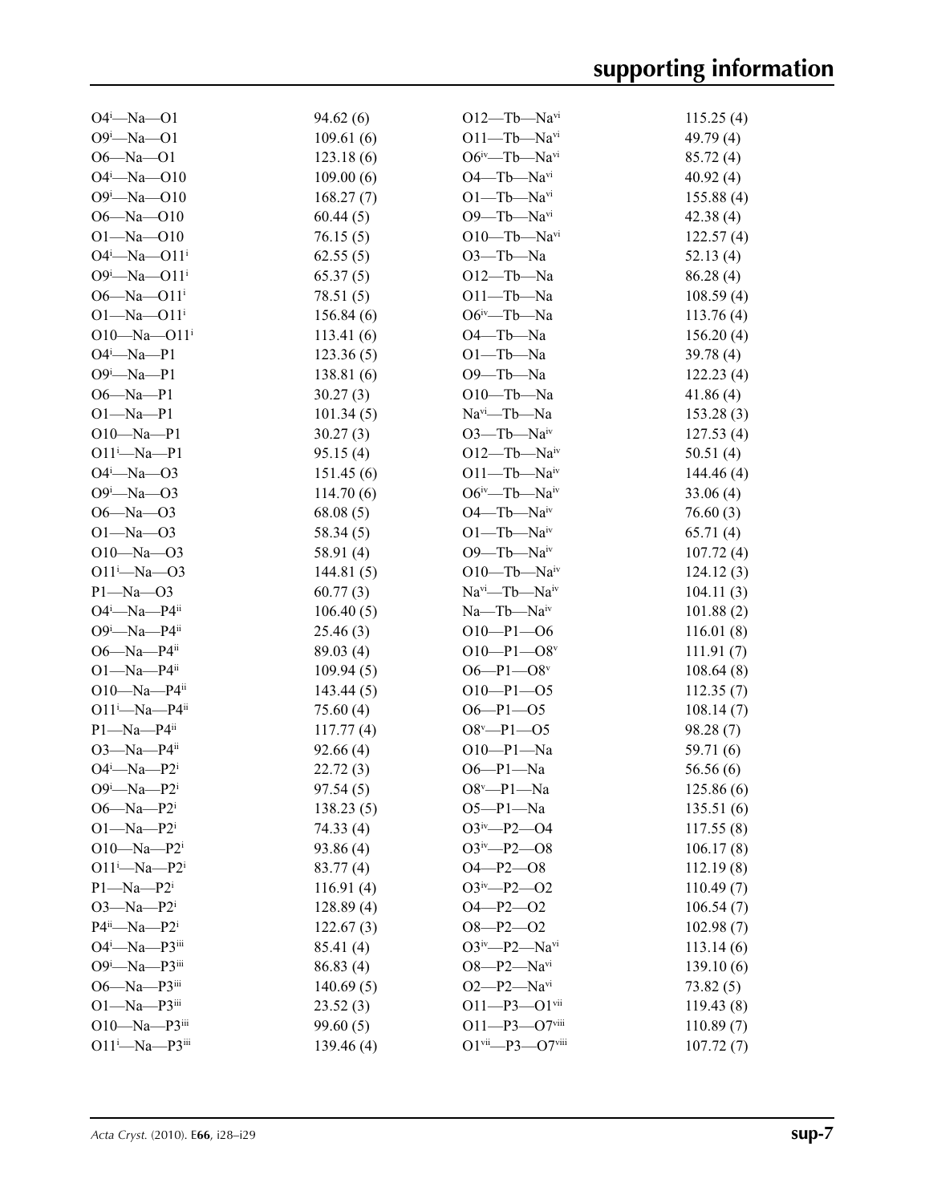| | | | |
|---|---|---|---|
| O4$^{i}$—Na—O1 | 94.62 (6) | O12—Tb—Na$^{vi}$ | 115.25 (4) |
| O9$^{i}$—Na—O1 | 109.61 (6) | O11—Tb—Na$^{vi}$ | 49.79 (4) |
| O6—Na—O1 | 123.18 (6) | O6$^{iv}$—Tb—Na$^{vi}$ | 85.72 (4) |
| O4$^{i}$—Na—O10 | 109.00 (6) | O4—Tb—Na$^{vi}$ | 40.92 (4) |
| O9$^{i}$—Na—O10 | 168.27 (7) | O1—Tb—Na$^{vi}$ | 155.88 (4) |
| O6—Na—O10 | 60.44 (5) | O9—Tb—Na$^{vi}$ | 42.38 (4) |
| O1—Na—O10 | 76.15 (5) | O10—Tb—Na$^{vi}$ | 122.57 (4) |
| O4$^{i}$—Na—O11$^{i}$ | 62.55 (5) | O3—Tb—Na | 52.13 (4) |
| O9$^{i}$—Na—O11$^{i}$ | 65.37 (5) | O12—Tb—Na | 86.28 (4) |
| O6—Na—O11$^{i}$ | 78.51 (5) | O11—Tb—Na | 108.59 (4) |
| O1—Na—O11$^{i}$ | 156.84 (6) | O6$^{iv}$—Tb—Na | 113.76 (4) |
| O10—Na—O11$^{i}$ | 113.41 (6) | O4—Tb—Na | 156.20 (4) |
| O4$^{i}$—Na—P1 | 123.36 (5) | O1—Tb—Na | 39.78 (4) |
| O9$^{i}$—Na—P1 | 138.81 (6) | O9—Tb—Na | 122.23 (4) |
| O6—Na—P1 | 30.27 (3) | O10—Tb—Na | 41.86 (4) |
| O1—Na—P1 | 101.34 (5) | Na$^{vi}$—Tb—Na | 153.28 (3) |
| O10—Na—P1 | 30.27 (3) | O3—Tb—Na$^{iv}$ | 127.53 (4) |
| O11$^{i}$—Na—P1 | 95.15 (4) | O12—Tb—Na$^{iv}$ | 50.51 (4) |
| O4$^{i}$—Na—O3 | 151.45 (6) | O11—Tb—Na$^{iv}$ | 144.46 (4) |
| O9$^{i}$—Na—O3 | 114.70 (6) | O6$^{iv}$—Tb—Na$^{iv}$ | 33.06 (4) |
| O6—Na—O3 | 68.08 (5) | O4—Tb—Na$^{iv}$ | 76.60 (3) |
| O1—Na—O3 | 58.34 (5) | O1—Tb—Na$^{iv}$ | 65.71 (4) |
| O10—Na—O3 | 58.91 (4) | O9—Tb—Na$^{iv}$ | 107.72 (4) |
| O11$^{i}$—Na—O3 | 144.81 (5) | O10—Tb—Na$^{iv}$ | 124.12 (3) |
| P1—Na—O3 | 60.77 (3) | Na$^{vi}$—Tb—Na$^{iv}$ | 104.11 (3) |
| O4$^{i}$—Na—P4$^{ii}$ | 106.40 (5) | Na—Tb—Na$^{iv}$ | 101.88 (2) |
| O9$^{i}$—Na—P4$^{ii}$ | 25.46 (3) | O10—P1—O6 | 116.01 (8) |
| O6—Na—P4$^{ii}$ | 89.03 (4) | O10—P1—O8$^{v}$ | 111.91 (7) |
| O1—Na—P4$^{ii}$ | 109.94 (5) | O6—P1—O8$^{v}$ | 108.64 (8) |
| O10—Na—P4$^{ii}$ | 143.44 (5) | O10—P1—O5 | 112.35 (7) |
| O11$^{i}$—Na—P4$^{ii}$ | 75.60 (4) | O6—P1—O5 | 108.14 (7) |
| P1—Na—P4$^{ii}$ | 117.77 (4) | O8$^{v}$—P1—O5 | 98.28 (7) |
| O3—Na—P4$^{ii}$ | 92.66 (4) | O10—P1—Na | 59.71 (6) |
| O4$^{i}$—Na—P2$^{i}$ | 22.72 (3) | O6—P1—Na | 56.56 (6) |
| O9$^{i}$—Na—P2$^{i}$ | 97.54 (5) | O8$^{v}$—P1—Na | 125.86 (6) |
| O6—Na—P2$^{i}$ | 138.23 (5) | O5—P1—Na | 135.51 (6) |
| O1—Na—P2$^{i}$ | 74.33 (4) | O3$^{iv}$—P2—O4 | 117.55 (8) |
| O10—Na—P2$^{i}$ | 93.86 (4) | O3$^{iv}$—P2—O8 | 106.17 (8) |
| O11$^{i}$—Na—P2$^{i}$ | 83.77 (4) | O4—P2—O8 | 112.19 (8) |
| P1—Na—P2$^{i}$ | 116.91 (4) | O3$^{iv}$—P2—O2 | 110.49 (7) |
| O3—Na—P2$^{i}$ | 128.89 (4) | O4—P2—O2 | 106.54 (7) |
| P4$^{ii}$—Na—P2$^{i}$ | 122.67 (3) | O8—P2—O2 | 102.98 (7) |
| O4$^{i}$—Na—P3$^{iii}$ | 85.41 (4) | O3$^{iv}$—P2—Na$^{vi}$ | 113.14 (6) |
| O9$^{i}$—Na—P3$^{iii}$ | 86.83 (4) | O8—P2—Na$^{vi}$ | 139.10 (6) |
| O6—Na—P3$^{iii}$ | 140.69 (5) | O2—P2—Na$^{vi}$ | 73.82 (5) |
| O1—Na—P3$^{iii}$ | 23.52 (3) | O11—P3—O1$^{vii}$ | 119.43 (8) |
| O10—Na—P3$^{iii}$ | 99.60 (5) | O11—P3—O7$^{viii}$ | 110.89 (7) |
| O11$^{i}$—Na—P3$^{iii}$ | 139.46 (4) | O1$^{vii}$—P3—O7$^{viii}$ | 107.72 (7) |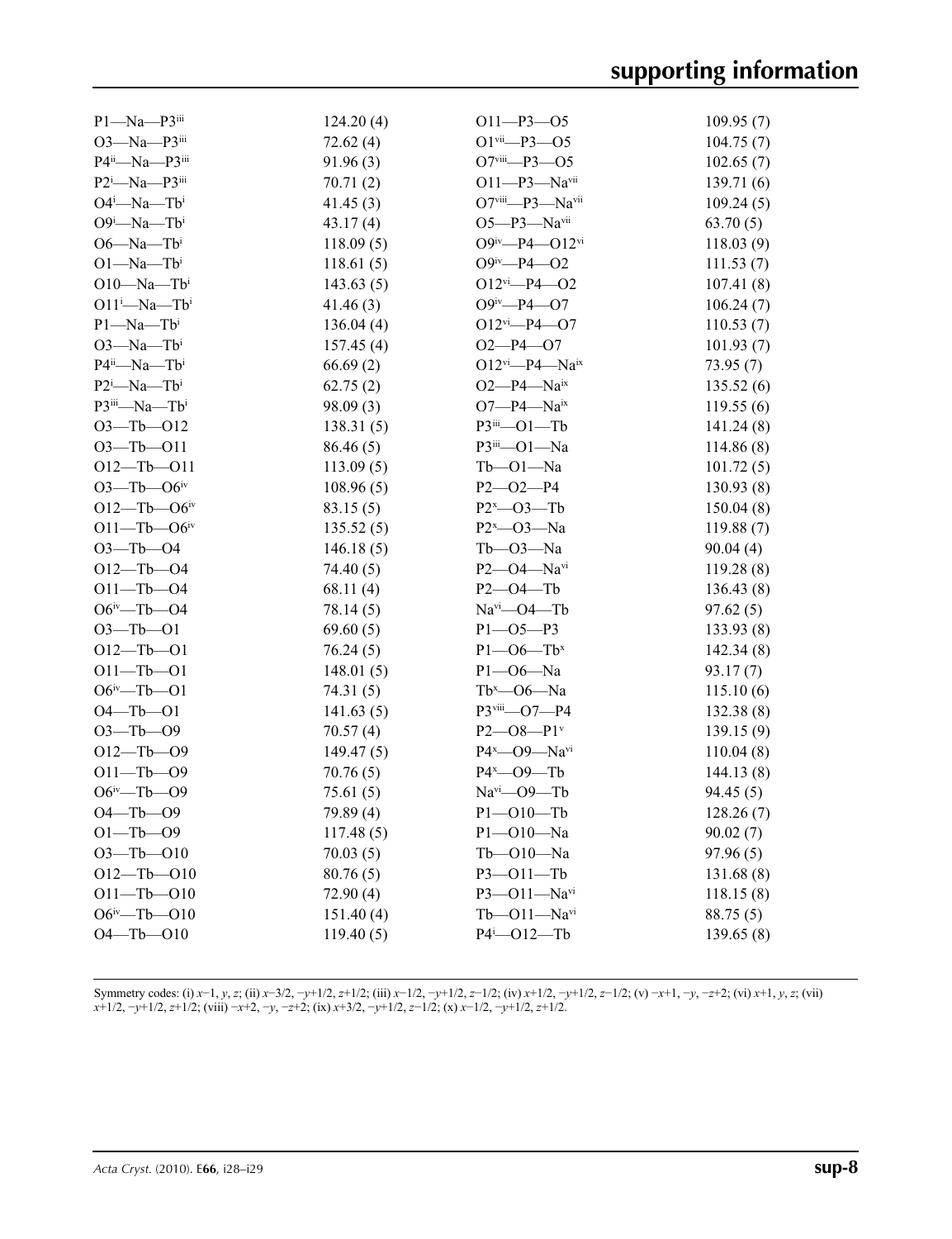| | | | |
|---|---|---|---|
| P1—Na—P3$^{iii}$ | 124.20 (4) | O11—P3—O5 | 109.95 (7) |
| O3—Na—P3$^{iii}$ | 72.62 (4) | O1$^{vii}$—P3—O5 | 104.75 (7) |
| P4$^{ii}$—Na—P3$^{iii}$ | 91.96 (3) | O7$^{viii}$—P3—O5 | 102.65 (7) |
| P2$^{i}$—Na—P3$^{iii}$ | 70.71 (2) | O11—P3—Na$^{vii}$ | 139.71 (6) |
| O4$^{i}$—Na—Tb$^{i}$ | 41.45 (3) | O7$^{viii}$—P3—Na$^{vii}$ | 109.24 (5) |
| O9$^{i}$—Na—Tb$^{i}$ | 43.17 (4) | O5—P3—Na$^{vii}$ | 63.70 (5) |
| O6—Na—Tb$^{i}$ | 118.09 (5) | O9$^{iv}$—P4—O12$^{vi}$ | 118.03 (9) |
| O1—Na—Tb$^{i}$ | 118.61 (5) | O9$^{iv}$—P4—O2 | 111.53 (7) |
| O10—Na—Tb$^{i}$ | 143.63 (5) | O12$^{vi}$—P4—O2 | 107.41 (8) |
| O11$^{i}$—Na—Tb$^{i}$ | 41.46 (3) | O9$^{iv}$—P4—O7 | 106.24 (7) |
| P1—Na—Tb$^{i}$ | 136.04 (4) | O12$^{vi}$—P4—O7 | 110.53 (7) |
| O3—Na—Tb$^{i}$ | 157.45 (4) | O2—P4—O7 | 101.93 (7) |
| P4$^{ii}$—Na—Tb$^{i}$ | 66.69 (2) | O12$^{vi}$—P4—Na$^{ix}$ | 73.95 (7) |
| P2$^{i}$—Na—Tb$^{i}$ | 62.75 (2) | O2—P4—Na$^{ix}$ | 135.52 (6) |
| P3$^{iii}$—Na—Tb$^{i}$ | 98.09 (3) | O7—P4—Na$^{ix}$ | 119.55 (6) |
| O3—Tb—O12 | 138.31 (5) | P3$^{iii}$—O1—Tb | 141.24 (8) |
| O3—Tb—O11 | 86.46 (5) | P3$^{iii}$—O1—Na | 114.86 (8) |
| O12—Tb—O11 | 113.09 (5) | Tb—O1—Na | 101.72 (5) |
| O3—Tb—O6$^{iv}$ | 108.96 (5) | P2—O2—P4 | 130.93 (8) |
| O12—Tb—O6$^{iv}$ | 83.15 (5) | P2$^{x}$—O3—Tb | 150.04 (8) |
| O11—Tb—O6$^{iv}$ | 135.52 (5) | P2$^{x}$—O3—Na | 119.88 (7) |
| O3—Tb—O4 | 146.18 (5) | Tb—O3—Na | 90.04 (4) |
| O12—Tb—O4 | 74.40 (5) | P2—O4—Na$^{vi}$ | 119.28 (8) |
| O11—Tb—O4 | 68.11 (4) | P2—O4—Tb | 136.43 (8) |
| O6$^{iv}$—Tb—O4 | 78.14 (5) | Na$^{vi}$—O4—Tb | 97.62 (5) |
| O3—Tb—O1 | 69.60 (5) | P1—O5—P3 | 133.93 (8) |
| O12—Tb—O1 | 76.24 (5) | P1—O6—Tb$^{x}$ | 142.34 (8) |
| O11—Tb—O1 | 148.01 (5) | P1—O6—Na | 93.17 (7) |
| O6$^{iv}$—Tb—O1 | 74.31 (5) | Tb$^{x}$—O6—Na | 115.10 (6) |
| O4—Tb—O1 | 141.63 (5) | P3$^{viii}$—O7—P4 | 132.38 (8) |
| O3—Tb—O9 | 70.57 (4) | P2—O8—P1$^{v}$ | 139.15 (9) |
| O12—Tb—O9 | 149.47 (5) | P4$^{x}$—O9—Na$^{vi}$ | 110.04 (8) |
| O11—Tb—O9 | 70.76 (5) | P4$^{x}$—O9—Tb | 144.13 (8) |
| O6$^{iv}$—Tb—O9 | 75.61 (5) | Na$^{vi}$—O9—Tb | 94.45 (5) |
| O4—Tb—O9 | 79.89 (4) | P1—O10—Tb | 128.26 (7) |
| O1—Tb—O9 | 117.48 (5) | P1—O10—Na | 90.02 (7) |
| O3—Tb—O10 | 70.03 (5) | Tb—O10—Na | 97.96 (5) |
| O12—Tb—O10 | 80.76 (5) | P3—O11—Tb | 131.68 (8) |
| O11—Tb—O10 | 72.90 (4) | P3—O11—Na$^{vi}$ | 118.15 (8) |
| O6$^{iv}$—Tb—O10 | 151.40 (4) | Tb—O11—Na$^{vi}$ | 88.75 (5) |
| O4—Tb—O10 | 119.40 (5) | P4$^{i}$—O12—Tb | 139.65 (8) |

Symmetry codes: (i) $x-1, y, z$; (ii) $x-3/2, -y+1/2, z+1/2$; (iii) $x-1/2, -y+1/2, z-1/2$; (iv) $x+1/2, -y+1/2, z-1/2$; (v) $-x+1, -y, -z+2$; (vi) $x+1, y, z$; (vii) $x+1/2, -y+1/2, z+1/2$; (viii) $-x+2, -y, -z+2$; (ix) $x+3/2, -y+1/2, z-1/2$; (x) $x-1/2, -y+1/2, z+1/2$.